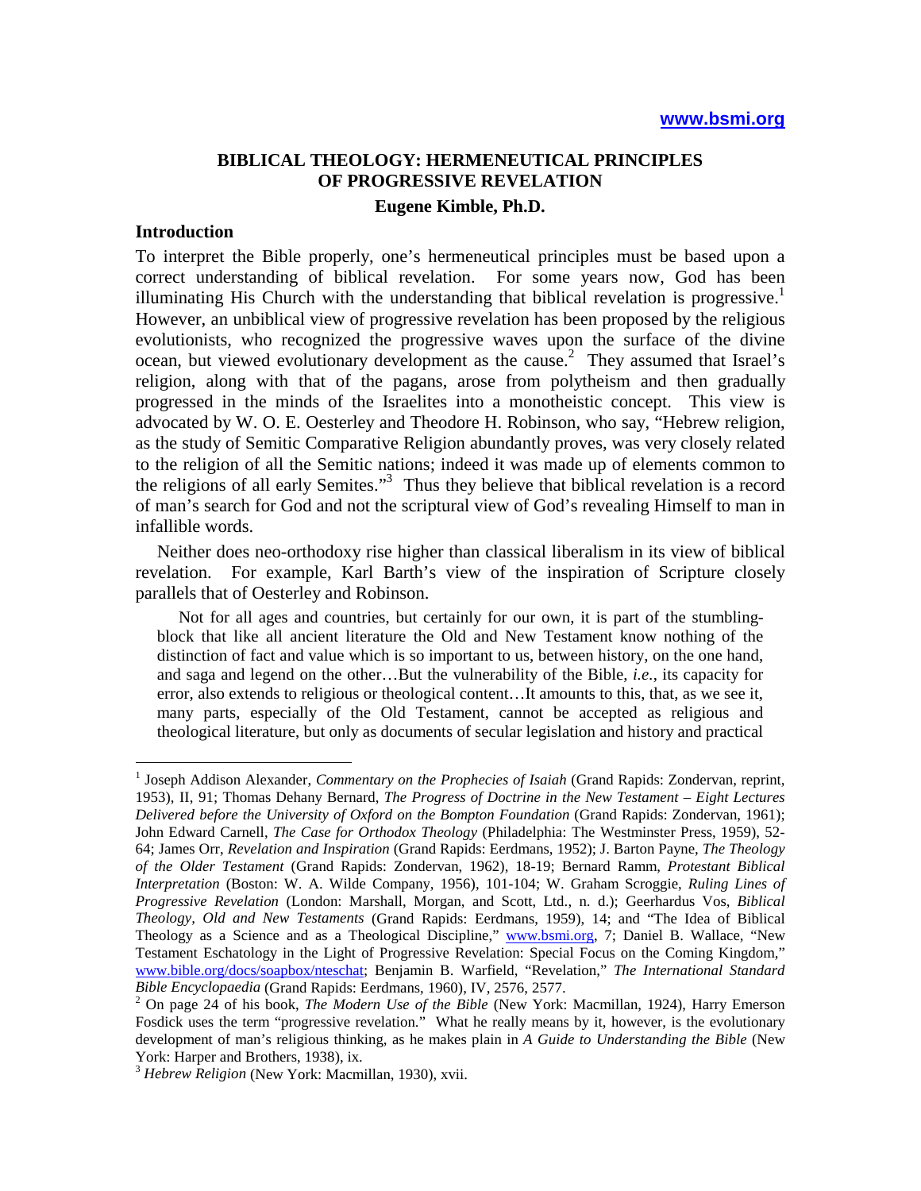# BIBLICAL THEOLOGY: HERMENEUTICAL PRINCIPLES OF PROGRESSIVE REVELATION

**Eugene Kimble, Ph.D.**

## Introduction

To interpret the Bible properly, one's hermeneutical principles must be based upon a correct understanding of biblical revelation. For some years now, God has been illuminating His Church with the understanding that biblical revelation is progressive.[1] However, an unbiblical view of progressive revelation has been proposed by the religious evolutionists, who recognized the progressive waves upon the surface of the divine ocean, but viewed evolutionary development as the cause.[2] They assumed that Israel's religion, along with that of the pagans, arose from polytheism and then gradually progressed in the minds of the Israelites into a monotheistic concept. This view is advocated by W. O. E. Oesterley and Theodore H. Robinson, who say, "Hebrew religion, as the study of Semitic Comparative Religion abundantly proves, was very closely related to the religion of all the Semitic nations; indeed it was made up of elements common to the religions of all early Semites."[3] Thus they believe that biblical revelation is a record of man's search for God and not the scriptural view of God's revealing Himself to man in infallible words.

Neither does neo-orthodoxy rise higher than classical liberalism in its view of biblical revelation. For example, Karl Barth's view of the inspiration of Scripture closely parallels that of Oesterley and Robinson.

> Not for all ages and countries, but certainly for our own, it is part of the stumbling-block that like all ancient literature the Old and New Testament know nothing of the distinction of fact and value which is so important to us, between history, on the one hand, and saga and legend on the other…But the vulnerability of the Bible, *i.e.*, its capacity for error, also extends to religious or theological content…It amounts to this, that, as we see it, many parts, especially of the Old Testament, cannot be accepted as religious and theological literature, but only as documents of secular legislation and history and practical

---

[1] Joseph Addison Alexander, *Commentary on the Prophecies of Isaiah* (Grand Rapids: Zondervan, reprint, 1953), II, 91; Thomas Dehany Bernard, *The Progress of Doctrine in the New Testament – Eight Lectures Delivered before the University of Oxford on the Bompton Foundation* (Grand Rapids: Zondervan, 1961); John Edward Carnell, *The Case for Orthodox Theology* (Philadelphia: The Westminster Press, 1959), 52-64; James Orr, *Revelation and Inspiration* (Grand Rapids: Eerdmans, 1952); J. Barton Payne, *The Theology of the Older Testament* (Grand Rapids: Zondervan, 1962), 18-19; Bernard Ramm, *Protestant Biblical Interpretation* (Boston: W. A. Wilde Company, 1956), 101-104; W. Graham Scroggie, *Ruling Lines of Progressive Revelation* (London: Marshall, Morgan, and Scott, Ltd., n. d.); Geerhardus Vos, *Biblical Theology, Old and New Testaments* (Grand Rapids: Eerdmans, 1959), 14; and "The Idea of Biblical Theology as a Science and as a Theological Discipline," www.bsmi.org, 7; Daniel B. Wallace, "New Testament Eschatology in the Light of Progressive Revelation: Special Focus on the Coming Kingdom," www.bible.org/docs/soapbox/nteschat; Benjamin B. Warfield, "Revelation," *The International Standard Bible Encyclopaedia* (Grand Rapids: Eerdmans, 1960), IV, 2576, 2577.

[2] On page 24 of his book, *The Modern Use of the Bible* (New York: Macmillan, 1924), Harry Emerson Fosdick uses the term "progressive revelation." What he really means by it, however, is the evolutionary development of man's religious thinking, as he makes plain in *A Guide to Understanding the Bible* (New York: Harper and Brothers, 1938), ix.

[3] *Hebrew Religion* (New York: Macmillan, 1930), xvii.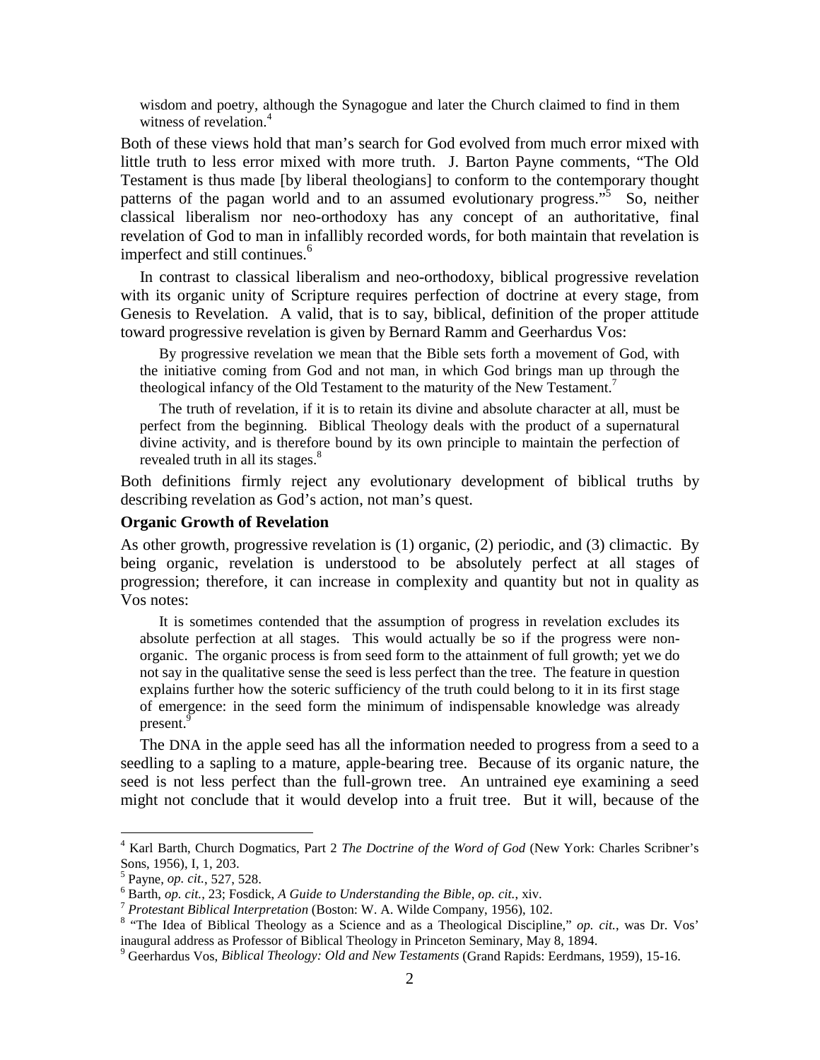> wisdom and poetry, although the Synagogue and later the Church claimed to find in them witness of revelation.[4]

Both of these views hold that man's search for God evolved from much error mixed with little truth to less error mixed with more truth. J. Barton Payne comments, "The Old Testament is thus made [by liberal theologians] to conform to the contemporary thought patterns of the pagan world and to an assumed evolutionary progress."[5] So, neither classical liberalism nor neo-orthodoxy has any concept of an authoritative, final revelation of God to man in infallibly recorded words, for both maintain that revelation is imperfect and still continues.[6]

In contrast to classical liberalism and neo-orthodoxy, biblical progressive revelation with its organic unity of Scripture requires perfection of doctrine at every stage, from Genesis to Revelation. A valid, that is to say, biblical, definition of the proper attitude toward progressive revelation is given by Bernard Ramm and Geerhardus Vos:

> By progressive revelation we mean that the Bible sets forth a movement of God, with the initiative coming from God and not man, in which God brings man up through the theological infancy of the Old Testament to the maturity of the New Testament.[7]
>
> The truth of revelation, if it is to retain its divine and absolute character at all, must be perfect from the beginning. Biblical Theology deals with the product of a supernatural divine activity, and is therefore bound by its own principle to maintain the perfection of revealed truth in all its stages.[8]

Both definitions firmly reject any evolutionary development of biblical truths by describing revelation as God's action, not man's quest.

**Organic Growth of Revelation**

As other growth, progressive revelation is (1) organic, (2) periodic, and (3) climactic. By being organic, revelation is understood to be absolutely perfect at all stages of progression; therefore, it can increase in complexity and quantity but not in quality as Vos notes:

> It is sometimes contended that the assumption of progress in revelation excludes its absolute perfection at all stages. This would actually be so if the progress were non-organic. The organic process is from seed form to the attainment of full growth; yet we do not say in the qualitative sense the seed is less perfect than the tree. The feature in question explains further how the soteric sufficiency of the truth could belong to it in its first stage of emergence: in the seed form the minimum of indispensable knowledge was already present.[9]

The DNA in the apple seed has all the information needed to progress from a seed to a seedling to a sapling to a mature, apple-bearing tree. Because of its organic nature, the seed is not less perfect than the full-grown tree. An untrained eye examining a seed might not conclude that it would develop into a fruit tree. But it will, because of the

---

[4] Karl Barth, Church Dogmatics, Part 2 *The Doctrine of the Word of God* (New York: Charles Scribner's Sons, 1956), I, 1, 203.

[5] Payne, *op. cit.*, 527, 528.

[6] Barth, *op. cit.*, 23; Fosdick, *A Guide to Understanding the Bible, op. cit.*, xiv.

[7] *Protestant Biblical Interpretation* (Boston: W. A. Wilde Company, 1956), 102.

[8] "The Idea of Biblical Theology as a Science and as a Theological Discipline," *op. cit.*, was Dr. Vos' inaugural address as Professor of Biblical Theology in Princeton Seminary, May 8, 1894.

[9] Geerhardus Vos, *Biblical Theology: Old and New Testaments* (Grand Rapids: Eerdmans, 1959), 15-16.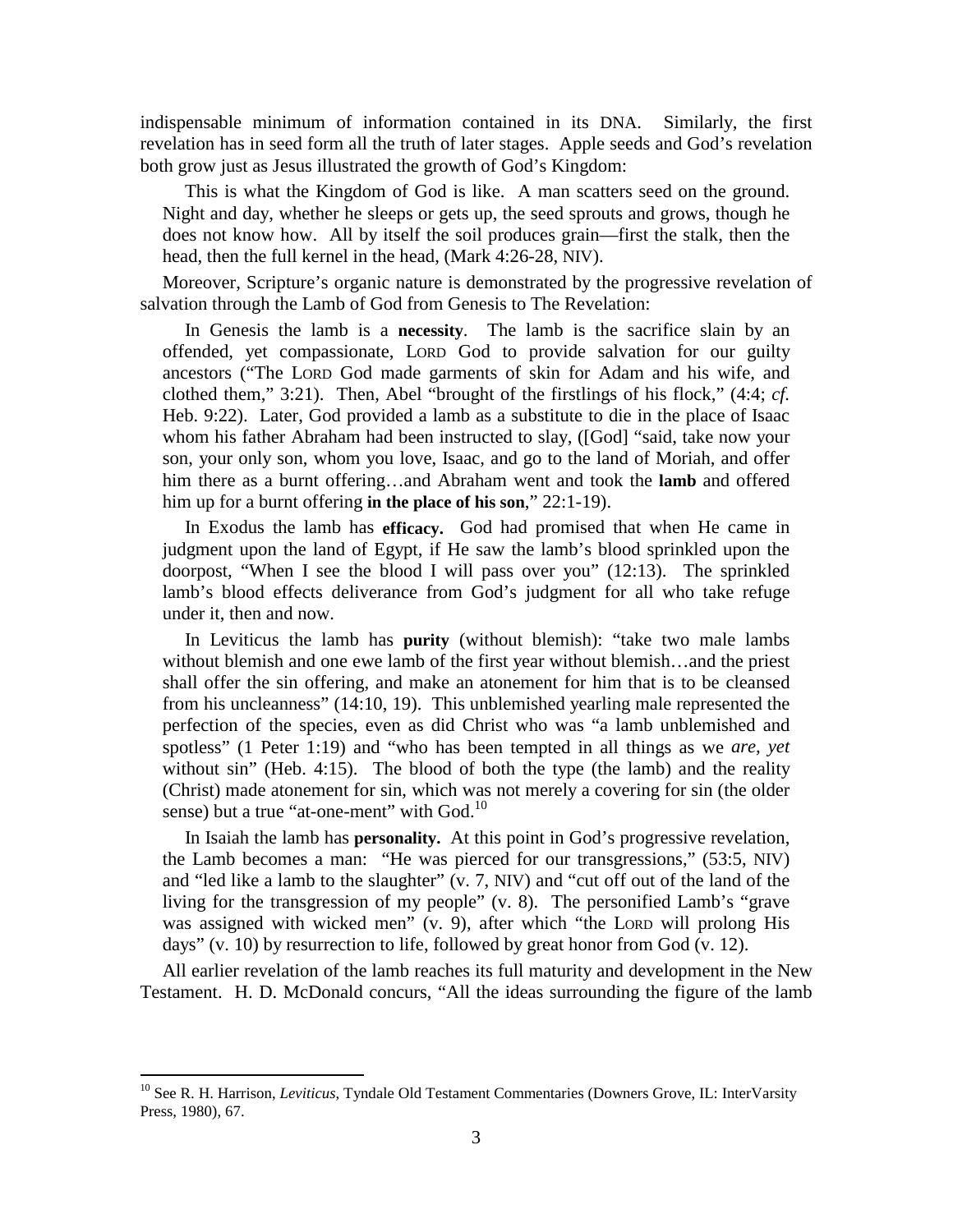indispensable minimum of information contained in its DNA. Similarly, the first revelation has in seed form all the truth of later stages. Apple seeds and God's revelation both grow just as Jesus illustrated the growth of God's Kingdom:

> This is what the Kingdom of God is like. A man scatters seed on the ground. Night and day, whether he sleeps or gets up, the seed sprouts and grows, though he does not know how. All by itself the soil produces grain—first the stalk, then the head, then the full kernel in the head, (Mark 4:26-28, NIV).

Moreover, Scripture's organic nature is demonstrated by the progressive revelation of salvation through the Lamb of God from Genesis to The Revelation:

> In Genesis the lamb is a **necessity**. The lamb is the sacrifice slain by an offended, yet compassionate, LORD God to provide salvation for our guilty ancestors ("The LORD God made garments of skin for Adam and his wife, and clothed them," 3:21). Then, Abel "brought of the firstlings of his flock," (4:4; *cf.* Heb. 9:22). Later, God provided a lamb as a substitute to die in the place of Isaac whom his father Abraham had been instructed to slay, ([God] "said, take now your son, your only son, whom you love, Isaac, and go to the land of Moriah, and offer him there as a burnt offering…and Abraham went and took the **lamb** and offered him up for a burnt offering **in the place of his son**," 22:1-19).
>
> In Exodus the lamb has **efficacy.** God had promised that when He came in judgment upon the land of Egypt, if He saw the lamb's blood sprinkled upon the doorpost, "When I see the blood I will pass over you" (12:13). The sprinkled lamb's blood effects deliverance from God's judgment for all who take refuge under it, then and now.
>
> In Leviticus the lamb has **purity** (without blemish): "take two male lambs without blemish and one ewe lamb of the first year without blemish…and the priest shall offer the sin offering, and make an atonement for him that is to be cleansed from his uncleanness" (14:10, 19). This unblemished yearling male represented the perfection of the species, even as did Christ who was "a lamb unblemished and spotless" (1 Peter 1:19) and "who has been tempted in all things as we *are, yet* without sin" (Heb. 4:15). The blood of both the type (the lamb) and the reality (Christ) made atonement for sin, which was not merely a covering for sin (the older sense) but a true "at-one-ment" with God.[10]
>
> In Isaiah the lamb has **personality.** At this point in God's progressive revelation, the Lamb becomes a man: "He was pierced for our transgressions," (53:5, NIV) and "led like a lamb to the slaughter" (v. 7, NIV) and "cut off out of the land of the living for the transgression of my people" (v. 8). The personified Lamb's "grave was assigned with wicked men" (v. 9), after which "the LORD will prolong His days" (v. 10) by resurrection to life, followed by great honor from God (v. 12).

All earlier revelation of the lamb reaches its full maturity and development in the New Testament. H. D. McDonald concurs, "All the ideas surrounding the figure of the lamb

---

[10] See R. H. Harrison, *Leviticus,* Tyndale Old Testament Commentaries (Downers Grove, IL: InterVarsity Press, 1980), 67.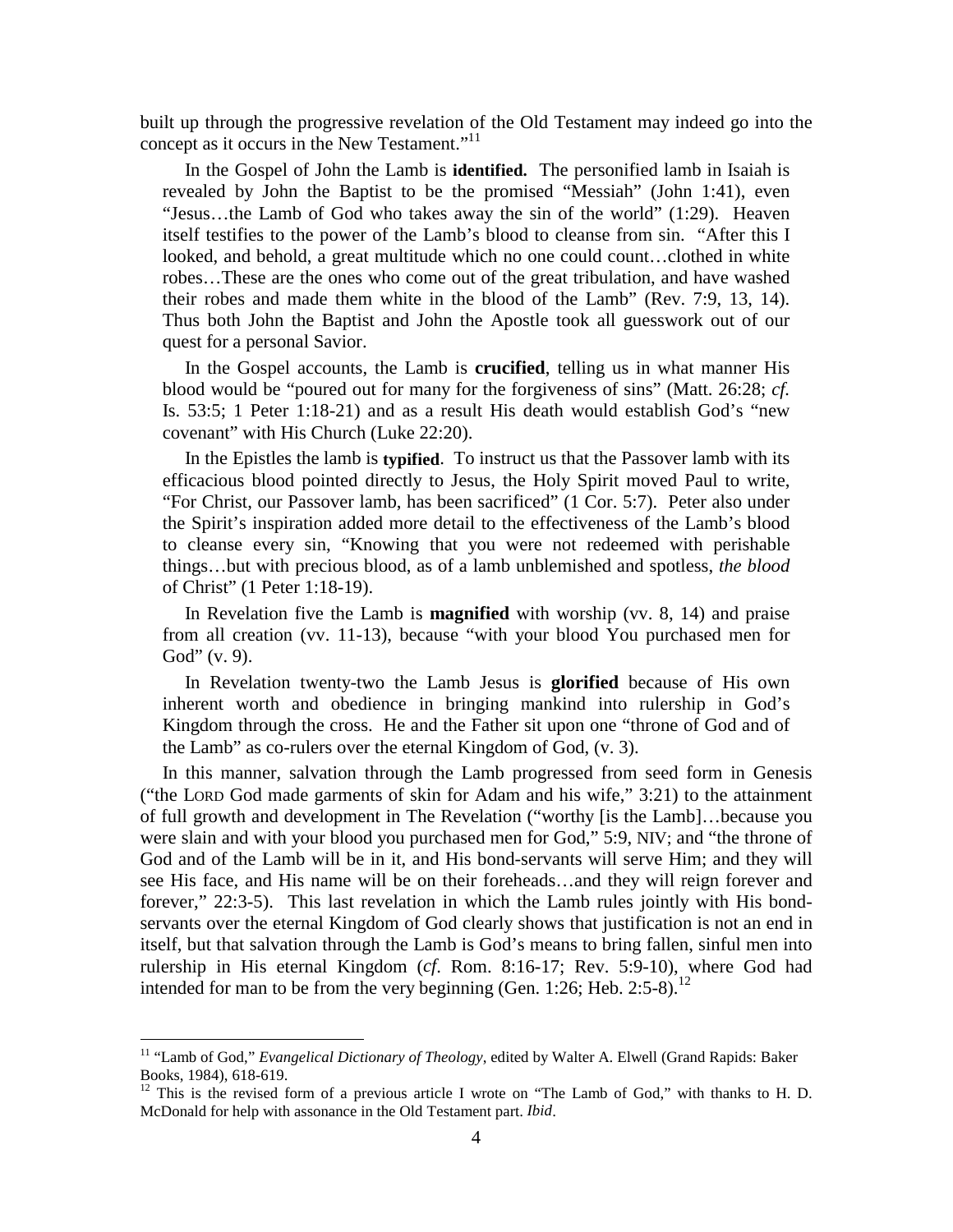built up through the progressive revelation of the Old Testament may indeed go into the concept as it occurs in the New Testament."[11]

> In the Gospel of John the Lamb is **identified.** The personified lamb in Isaiah is revealed by John the Baptist to be the promised "Messiah" (John 1:41), even "Jesus…the Lamb of God who takes away the sin of the world" (1:29). Heaven itself testifies to the power of the Lamb's blood to cleanse from sin. "After this I looked, and behold, a great multitude which no one could count…clothed in white robes…These are the ones who come out of the great tribulation, and have washed their robes and made them white in the blood of the Lamb" (Rev. 7:9, 13, 14). Thus both John the Baptist and John the Apostle took all guesswork out of our quest for a personal Savior.
>
> In the Gospel accounts, the Lamb is **crucified**, telling us in what manner His blood would be "poured out for many for the forgiveness of sins" (Matt. 26:28; *cf.* Is. 53:5; 1 Peter 1:18-21) and as a result His death would establish God's "new covenant" with His Church (Luke 22:20).
>
> In the Epistles the lamb is **typified**. To instruct us that the Passover lamb with its efficacious blood pointed directly to Jesus, the Holy Spirit moved Paul to write, "For Christ, our Passover lamb, has been sacrificed" (1 Cor. 5:7). Peter also under the Spirit's inspiration added more detail to the effectiveness of the Lamb's blood to cleanse every sin, "Knowing that you were not redeemed with perishable things…but with precious blood, as of a lamb unblemished and spotless, *the blood* of Christ" (1 Peter 1:18-19).
>
> In Revelation five the Lamb is **magnified** with worship (vv. 8, 14) and praise from all creation (vv. 11-13), because "with your blood You purchased men for God" (v. 9).
>
> In Revelation twenty-two the Lamb Jesus is **glorified** because of His own inherent worth and obedience in bringing mankind into rulership in God's Kingdom through the cross. He and the Father sit upon one "throne of God and of the Lamb" as co-rulers over the eternal Kingdom of God, (v. 3).

In this manner, salvation through the Lamb progressed from seed form in Genesis ("the LORD God made garments of skin for Adam and his wife," 3:21) to the attainment of full growth and development in The Revelation ("worthy [is the Lamb]…because you were slain and with your blood you purchased men for God," 5:9, NIV; and "the throne of God and of the Lamb will be in it, and His bond-servants will serve Him; and they will see His face, and His name will be on their foreheads…and they will reign forever and forever," 22:3-5). This last revelation in which the Lamb rules jointly with His bond-servants over the eternal Kingdom of God clearly shows that justification is not an end in itself, but that salvation through the Lamb is God's means to bring fallen, sinful men into rulership in His eternal Kingdom (*cf*. Rom. 8:16-17; Rev. 5:9-10), where God had intended for man to be from the very beginning (Gen. 1:26; Heb. 2:5-8).[12]

---

[11] "Lamb of God," *Evangelical Dictionary of Theology*, edited by Walter A. Elwell (Grand Rapids: Baker Books, 1984), 618-619.

[12] This is the revised form of a previous article I wrote on "The Lamb of God," with thanks to H. D. McDonald for help with assonance in the Old Testament part. *Ibid*.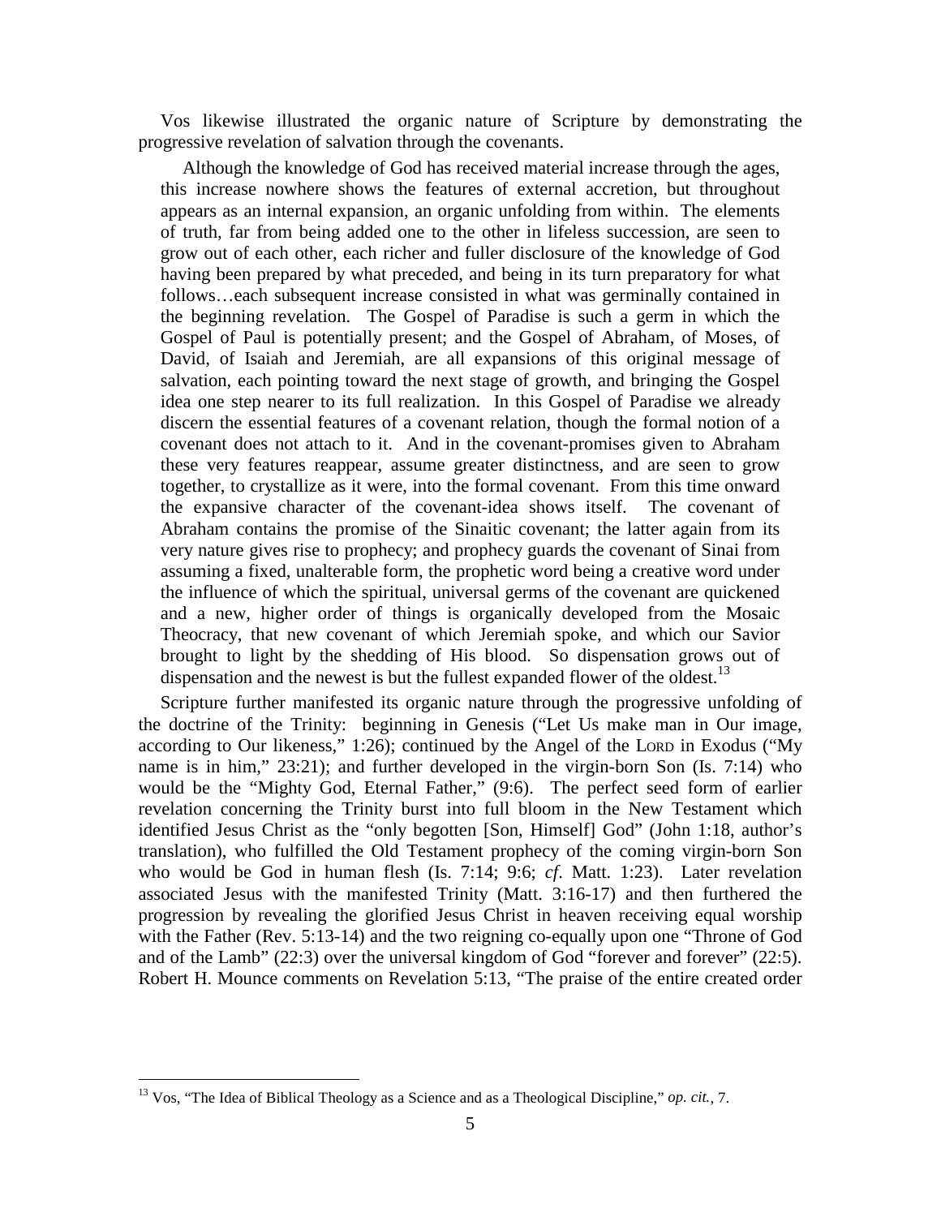Vos likewise illustrated the organic nature of Scripture by demonstrating the progressive revelation of salvation through the covenants.

> Although the knowledge of God has received material increase through the ages, this increase nowhere shows the features of external accretion, but throughout appears as an internal expansion, an organic unfolding from within. The elements of truth, far from being added one to the other in lifeless succession, are seen to grow out of each other, each richer and fuller disclosure of the knowledge of God having been prepared by what preceded, and being in its turn preparatory for what follows…each subsequent increase consisted in what was germinally contained in the beginning revelation. The Gospel of Paradise is such a germ in which the Gospel of Paul is potentially present; and the Gospel of Abraham, of Moses, of David, of Isaiah and Jeremiah, are all expansions of this original message of salvation, each pointing toward the next stage of growth, and bringing the Gospel idea one step nearer to its full realization. In this Gospel of Paradise we already discern the essential features of a covenant relation, though the formal notion of a covenant does not attach to it. And in the covenant-promises given to Abraham these very features reappear, assume greater distinctness, and are seen to grow together, to crystallize as it were, into the formal covenant. From this time onward the expansive character of the covenant-idea shows itself. The covenant of Abraham contains the promise of the Sinaitic covenant; the latter again from its very nature gives rise to prophecy; and prophecy guards the covenant of Sinai from assuming a fixed, unalterable form, the prophetic word being a creative word under the influence of which the spiritual, universal germs of the covenant are quickened and a new, higher order of things is organically developed from the Mosaic Theocracy, that new covenant of which Jeremiah spoke, and which our Savior brought to light by the shedding of His blood. So dispensation grows out of dispensation and the newest is but the fullest expanded flower of the oldest.[13]

Scripture further manifested its organic nature through the progressive unfolding of the doctrine of the Trinity: beginning in Genesis ("Let Us make man in Our image, according to Our likeness," 1:26); continued by the Angel of the LORD in Exodus ("My name is in him," 23:21); and further developed in the virgin-born Son (Is. 7:14) who would be the "Mighty God, Eternal Father," (9:6). The perfect seed form of earlier revelation concerning the Trinity burst into full bloom in the New Testament which identified Jesus Christ as the "only begotten [Son, Himself] God" (John 1:18, author's translation), who fulfilled the Old Testament prophecy of the coming virgin-born Son who would be God in human flesh (Is. 7:14; 9:6; *cf*. Matt. 1:23). Later revelation associated Jesus with the manifested Trinity (Matt. 3:16-17) and then furthered the progression by revealing the glorified Jesus Christ in heaven receiving equal worship with the Father (Rev. 5:13-14) and the two reigning co-equally upon one "Throne of God and of the Lamb" (22:3) over the universal kingdom of God "forever and forever" (22:5). Robert H. Mounce comments on Revelation 5:13, "The praise of the entire created order

---

[13] Vos, "The Idea of Biblical Theology as a Science and as a Theological Discipline," *op. cit.*, 7.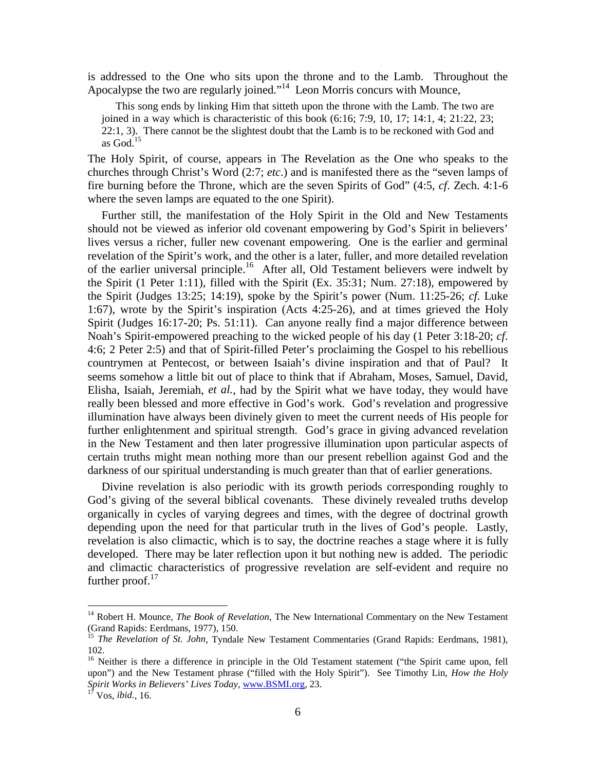is addressed to the One who sits upon the throne and to the Lamb. Throughout the Apocalypse the two are regularly joined."[14] Leon Morris concurs with Mounce,

> This song ends by linking Him that sitteth upon the throne with the Lamb. The two are joined in a way which is characteristic of this book (6:16; 7:9, 10, 17; 14:1, 4; 21:22, 23; 22:1, 3). There cannot be the slightest doubt that the Lamb is to be reckoned with God and as God.[15]

The Holy Spirit, of course, appears in The Revelation as the One who speaks to the churches through Christ's Word (2:7; *etc.*) and is manifested there as the "seven lamps of fire burning before the Throne, which are the seven Spirits of God" (4:5, *cf*. Zech. 4:1-6 where the seven lamps are equated to the one Spirit).

Further still, the manifestation of the Holy Spirit in the Old and New Testaments should not be viewed as inferior old covenant empowering by God's Spirit in believers' lives versus a richer, fuller new covenant empowering. One is the earlier and germinal revelation of the Spirit's work, and the other is a later, fuller, and more detailed revelation of the earlier universal principle.[16] After all, Old Testament believers were indwelt by the Spirit (1 Peter 1:11), filled with the Spirit (Ex. 35:31; Num. 27:18), empowered by the Spirit (Judges 13:25; 14:19), spoke by the Spirit's power (Num. 11:25-26; *cf*. Luke 1:67), wrote by the Spirit's inspiration (Acts 4:25-26), and at times grieved the Holy Spirit (Judges 16:17-20; Ps. 51:11). Can anyone really find a major difference between Noah's Spirit-empowered preaching to the wicked people of his day (1 Peter 3:18-20; *cf*. 4:6; 2 Peter 2:5) and that of Spirit-filled Peter's proclaiming the Gospel to his rebellious countrymen at Pentecost, or between Isaiah's divine inspiration and that of Paul? It seems somehow a little bit out of place to think that if Abraham, Moses, Samuel, David, Elisha, Isaiah, Jeremiah, *et al.*, had by the Spirit what we have today, they would have really been blessed and more effective in God's work. God's revelation and progressive illumination have always been divinely given to meet the current needs of His people for further enlightenment and spiritual strength. God's grace in giving advanced revelation in the New Testament and then later progressive illumination upon particular aspects of certain truths might mean nothing more than our present rebellion against God and the darkness of our spiritual understanding is much greater than that of earlier generations.

Divine revelation is also periodic with its growth periods corresponding roughly to God's giving of the several biblical covenants. These divinely revealed truths develop organically in cycles of varying degrees and times, with the degree of doctrinal growth depending upon the need for that particular truth in the lives of God's people. Lastly, revelation is also climactic, which is to say, the doctrine reaches a stage where it is fully developed. There may be later reflection upon it but nothing new is added. The periodic and climactic characteristics of progressive revelation are self-evident and require no further proof.[17]

---

[14] Robert H. Mounce, *The Book of Revelation*, The New International Commentary on the New Testament (Grand Rapids: Eerdmans, 1977), 150.

[15] *The Revelation of St. John*, Tyndale New Testament Commentaries (Grand Rapids: Eerdmans, 1981), 102.

[16] Neither is there a difference in principle in the Old Testament statement ("the Spirit came upon, fell upon") and the New Testament phrase ("filled with the Holy Spirit"). See Timothy Lin, *How the Holy Spirit Works in Believers' Lives Today*, www.BSMI.org, 23.

[17] Vos, *ibid.*, 16.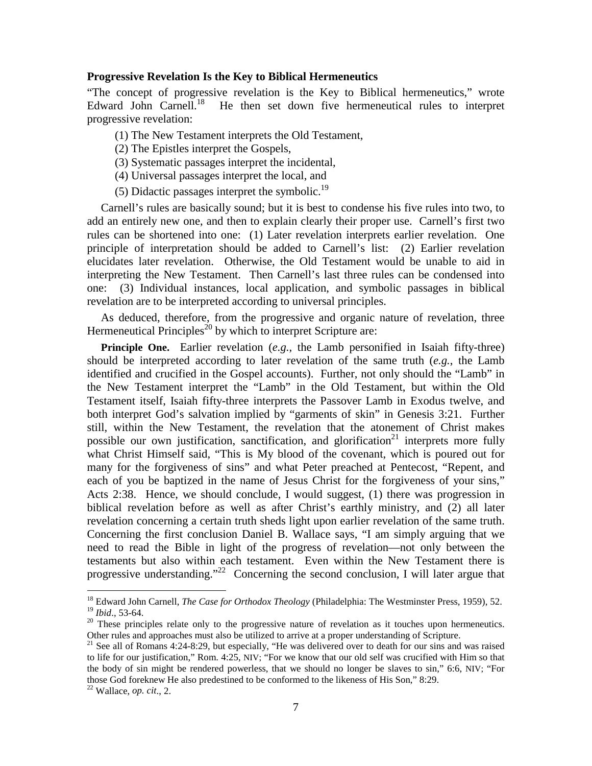### Progressive Revelation Is the Key to Biblical Hermeneutics

"The concept of progressive revelation is the Key to Biblical hermeneutics," wrote Edward John Carnell.[18] He then set down five hermeneutical rules to interpret progressive revelation:

(1) The New Testament interprets the Old Testament,
(2) The Epistles interpret the Gospels,
(3) Systematic passages interpret the incidental,
(4) Universal passages interpret the local, and
(5) Didactic passages interpret the symbolic.[19]

Carnell's rules are basically sound; but it is best to condense his five rules into two, to add an entirely new one, and then to explain clearly their proper use. Carnell's first two rules can be shortened into one: (1) Later revelation interprets earlier revelation. One principle of interpretation should be added to Carnell's list: (2) Earlier revelation elucidates later revelation. Otherwise, the Old Testament would be unable to aid in interpreting the New Testament. Then Carnell's last three rules can be condensed into one: (3) Individual instances, local application, and symbolic passages in biblical revelation are to be interpreted according to universal principles.

As deduced, therefore, from the progressive and organic nature of revelation, three Hermeneutical Principles[20] by which to interpret Scripture are:

**Principle One.** Earlier revelation (*e.g.*, the Lamb personified in Isaiah fifty-three) should be interpreted according to later revelation of the same truth (*e.g.*, the Lamb identified and crucified in the Gospel accounts). Further, not only should the "Lamb" in the New Testament interpret the "Lamb" in the Old Testament, but within the Old Testament itself, Isaiah fifty-three interprets the Passover Lamb in Exodus twelve, and both interpret God's salvation implied by "garments of skin" in Genesis 3:21. Further still, within the New Testament, the revelation that the atonement of Christ makes possible our own justification, sanctification, and glorification[21] interprets more fully what Christ Himself said, "This is My blood of the covenant, which is poured out for many for the forgiveness of sins" and what Peter preached at Pentecost, "Repent, and each of you be baptized in the name of Jesus Christ for the forgiveness of your sins," Acts 2:38. Hence, we should conclude, I would suggest, (1) there was progression in biblical revelation before as well as after Christ's earthly ministry, and (2) all later revelation concerning a certain truth sheds light upon earlier revelation of the same truth. Concerning the first conclusion Daniel B. Wallace says, "I am simply arguing that we need to read the Bible in light of the progress of revelation—not only between the testaments but also within each testament. Even within the New Testament there is progressive understanding."[22] Concerning the second conclusion, I will later argue that

---

[18] Edward John Carnell, *The Case for Orthodox Theology* (Philadelphia: The Westminster Press, 1959), 52.
[19] *Ibid*., 53-64.
[20] These principles relate only to the progressive nature of revelation as it touches upon hermeneutics. Other rules and approaches must also be utilized to arrive at a proper understanding of Scripture.
[21] See all of Romans 4:24-8:29, but especially, "He was delivered over to death for our sins and was raised to life for our justification," Rom. 4:25, NIV; "For we know that our old self was crucified with Him so that the body of sin might be rendered powerless, that we should no longer be slaves to sin," 6:6, NIV; "For those God foreknew He also predestined to be conformed to the likeness of His Son," 8:29.
[22] Wallace, *op. cit*., 2.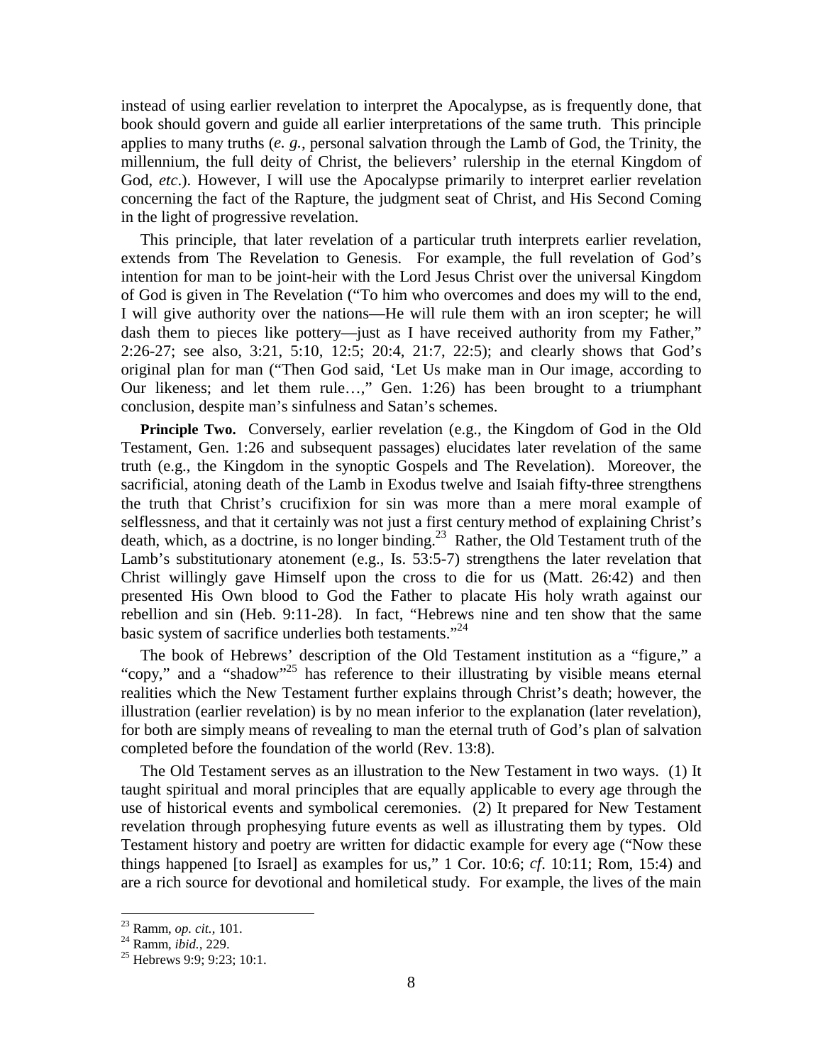instead of using earlier revelation to interpret the Apocalypse, as is frequently done, that book should govern and guide all earlier interpretations of the same truth. This principle applies to many truths (*e. g.*, personal salvation through the Lamb of God, the Trinity, the millennium, the full deity of Christ, the believers' rulership in the eternal Kingdom of God, *etc*.). However, I will use the Apocalypse primarily to interpret earlier revelation concerning the fact of the Rapture, the judgment seat of Christ, and His Second Coming in the light of progressive revelation.

This principle, that later revelation of a particular truth interprets earlier revelation, extends from The Revelation to Genesis. For example, the full revelation of God's intention for man to be joint-heir with the Lord Jesus Christ over the universal Kingdom of God is given in The Revelation ("To him who overcomes and does my will to the end, I will give authority over the nations—He will rule them with an iron scepter; he will dash them to pieces like pottery—just as I have received authority from my Father," 2:26-27; see also, 3:21, 5:10, 12:5; 20:4, 21:7, 22:5); and clearly shows that God's original plan for man ("Then God said, 'Let Us make man in Our image, according to Our likeness; and let them rule…," Gen. 1:26) has been brought to a triumphant conclusion, despite man's sinfulness and Satan's schemes.

**Principle Two.** Conversely, earlier revelation (e.g., the Kingdom of God in the Old Testament, Gen. 1:26 and subsequent passages) elucidates later revelation of the same truth (e.g., the Kingdom in the synoptic Gospels and The Revelation). Moreover, the sacrificial, atoning death of the Lamb in Exodus twelve and Isaiah fifty-three strengthens the truth that Christ's crucifixion for sin was more than a mere moral example of selflessness, and that it certainly was not just a first century method of explaining Christ's death, which, as a doctrine, is no longer binding.[23] Rather, the Old Testament truth of the Lamb's substitutionary atonement (e.g., Is. 53:5-7) strengthens the later revelation that Christ willingly gave Himself upon the cross to die for us (Matt. 26:42) and then presented His Own blood to God the Father to placate His holy wrath against our rebellion and sin (Heb. 9:11-28). In fact, "Hebrews nine and ten show that the same basic system of sacrifice underlies both testaments."[24]

The book of Hebrews' description of the Old Testament institution as a "figure," a "copy," and a "shadow"[25] has reference to their illustrating by visible means eternal realities which the New Testament further explains through Christ's death; however, the illustration (earlier revelation) is by no mean inferior to the explanation (later revelation), for both are simply means of revealing to man the eternal truth of God's plan of salvation completed before the foundation of the world (Rev. 13:8).

The Old Testament serves as an illustration to the New Testament in two ways. (1) It taught spiritual and moral principles that are equally applicable to every age through the use of historical events and symbolical ceremonies. (2) It prepared for New Testament revelation through prophesying future events as well as illustrating them by types. Old Testament history and poetry are written for didactic example for every age ("Now these things happened [to Israel] as examples for us," 1 Cor. 10:6; *cf*. 10:11; Rom, 15:4) and are a rich source for devotional and homiletical study. For example, the lives of the main

---

[23] Ramm, *op. cit.*, 101.

[24] Ramm, *ibid.*, 229.

[25] Hebrews 9:9; 9:23; 10:1.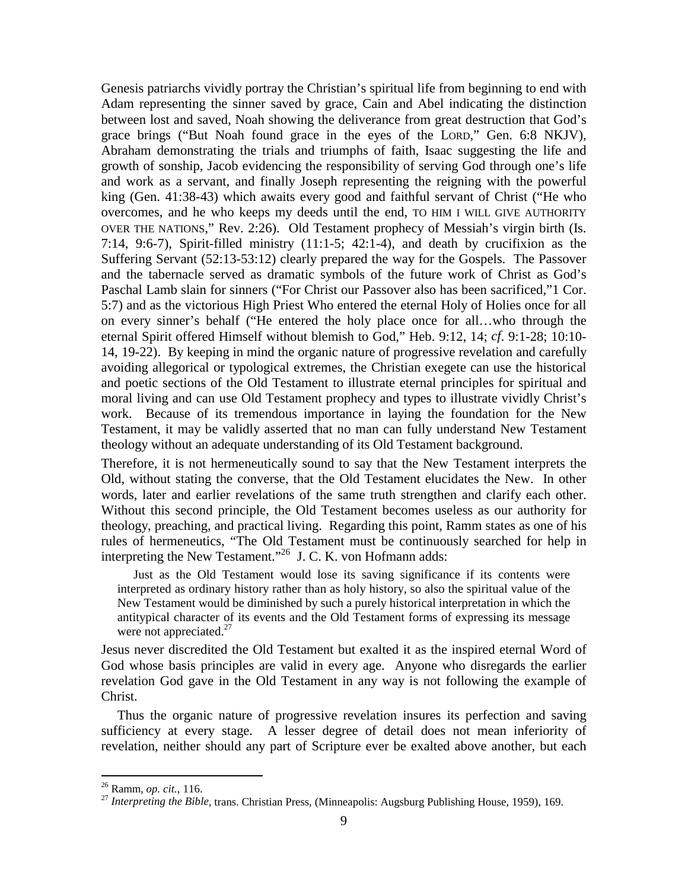Genesis patriarchs vividly portray the Christian's spiritual life from beginning to end with Adam representing the sinner saved by grace, Cain and Abel indicating the distinction between lost and saved, Noah showing the deliverance from great destruction that God's grace brings ("But Noah found grace in the eyes of the LORD," Gen. 6:8 NKJV), Abraham demonstrating the trials and triumphs of faith, Isaac suggesting the life and growth of sonship, Jacob evidencing the responsibility of serving God through one's life and work as a servant, and finally Joseph representing the reigning with the powerful king (Gen. 41:38-43) which awaits every good and faithful servant of Christ ("He who overcomes, and he who keeps my deeds until the end, TO HIM I WILL GIVE AUTHORITY OVER THE NATIONS," Rev. 2:26). Old Testament prophecy of Messiah's virgin birth (Is. 7:14, 9:6-7), Spirit-filled ministry (11:1-5; 42:1-4), and death by crucifixion as the Suffering Servant (52:13-53:12) clearly prepared the way for the Gospels. The Passover and the tabernacle served as dramatic symbols of the future work of Christ as God's Paschal Lamb slain for sinners ("For Christ our Passover also has been sacrificed,"1 Cor. 5:7) and as the victorious High Priest Who entered the eternal Holy of Holies once for all on every sinner's behalf ("He entered the holy place once for all…who through the eternal Spirit offered Himself without blemish to God," Heb. 9:12, 14; *cf*. 9:1-28; 10:10-14, 19-22). By keeping in mind the organic nature of progressive revelation and carefully avoiding allegorical or typological extremes, the Christian exegete can use the historical and poetic sections of the Old Testament to illustrate eternal principles for spiritual and moral living and can use Old Testament prophecy and types to illustrate vividly Christ's work. Because of its tremendous importance in laying the foundation for the New Testament, it may be validly asserted that no man can fully understand New Testament theology without an adequate understanding of its Old Testament background.

Therefore, it is not hermeneutically sound to say that the New Testament interprets the Old, without stating the converse, that the Old Testament elucidates the New. In other words, later and earlier revelations of the same truth strengthen and clarify each other. Without this second principle, the Old Testament becomes useless as our authority for theology, preaching, and practical living. Regarding this point, Ramm states as one of his rules of hermeneutics, "The Old Testament must be continuously searched for help in interpreting the New Testament."[26] J. C. K. von Hofmann adds:

> Just as the Old Testament would lose its saving significance if its contents were interpreted as ordinary history rather than as holy history, so also the spiritual value of the New Testament would be diminished by such a purely historical interpretation in which the antitypical character of its events and the Old Testament forms of expressing its message were not appreciated.[27]

Jesus never discredited the Old Testament but exalted it as the inspired eternal Word of God whose basis principles are valid in every age. Anyone who disregards the earlier revelation God gave in the Old Testament in any way is not following the example of Christ.

Thus the organic nature of progressive revelation insures its perfection and saving sufficiency at every stage. A lesser degree of detail does not mean inferiority of revelation, neither should any part of Scripture ever be exalted above another, but each

---

[26] Ramm, *op. cit.*, 116.

[27] *Interpreting the Bible*, trans. Christian Press, (Minneapolis: Augsburg Publishing House, 1959), 169.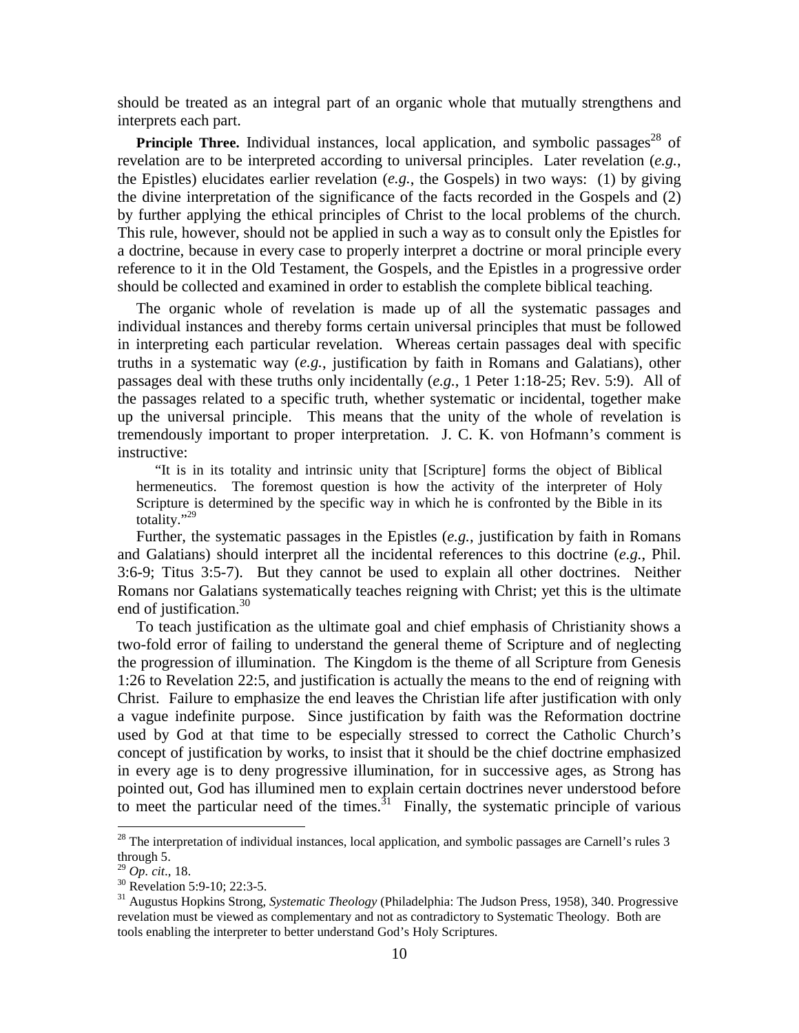should be treated as an integral part of an organic whole that mutually strengthens and interprets each part.

**Principle Three.** Individual instances, local application, and symbolic passages[28] of revelation are to be interpreted according to universal principles. Later revelation (*e.g.*, the Epistles) elucidates earlier revelation (*e.g.*, the Gospels) in two ways: (1) by giving the divine interpretation of the significance of the facts recorded in the Gospels and (2) by further applying the ethical principles of Christ to the local problems of the church. This rule, however, should not be applied in such a way as to consult only the Epistles for a doctrine, because in every case to properly interpret a doctrine or moral principle every reference to it in the Old Testament, the Gospels, and the Epistles in a progressive order should be collected and examined in order to establish the complete biblical teaching.

The organic whole of revelation is made up of all the systematic passages and individual instances and thereby forms certain universal principles that must be followed in interpreting each particular revelation. Whereas certain passages deal with specific truths in a systematic way (*e.g.*, justification by faith in Romans and Galatians), other passages deal with these truths only incidentally (*e.g.*, 1 Peter 1:18-25; Rev. 5:9). All of the passages related to a specific truth, whether systematic or incidental, together make up the universal principle. This means that the unity of the whole of revelation is tremendously important to proper interpretation. J. C. K. von Hofmann's comment is instructive:

> "It is in its totality and intrinsic unity that [Scripture] forms the object of Biblical hermeneutics. The foremost question is how the activity of the interpreter of Holy Scripture is determined by the specific way in which he is confronted by the Bible in its totality."[29]

Further, the systematic passages in the Epistles (*e.g.*, justification by faith in Romans and Galatians) should interpret all the incidental references to this doctrine (*e.g.*, Phil. 3:6-9; Titus 3:5-7). But they cannot be used to explain all other doctrines. Neither Romans nor Galatians systematically teaches reigning with Christ; yet this is the ultimate end of justification.[30]

To teach justification as the ultimate goal and chief emphasis of Christianity shows a two-fold error of failing to understand the general theme of Scripture and of neglecting the progression of illumination. The Kingdom is the theme of all Scripture from Genesis 1:26 to Revelation 22:5, and justification is actually the means to the end of reigning with Christ. Failure to emphasize the end leaves the Christian life after justification with only a vague indefinite purpose. Since justification by faith was the Reformation doctrine used by God at that time to be especially stressed to correct the Catholic Church's concept of justification by works, to insist that it should be the chief doctrine emphasized in every age is to deny progressive illumination, for in successive ages, as Strong has pointed out, God has illumined men to explain certain doctrines never understood before to meet the particular need of the times.[31] Finally, the systematic principle of various

---

[28] The interpretation of individual instances, local application, and symbolic passages are Carnell's rules 3 through 5.

[29] *Op. cit*., 18.

[30] Revelation 5:9-10; 22:3-5.

[31] Augustus Hopkins Strong, *Systematic Theology* (Philadelphia: The Judson Press, 1958), 340. Progressive revelation must be viewed as complementary and not as contradictory to Systematic Theology. Both are tools enabling the interpreter to better understand God's Holy Scriptures.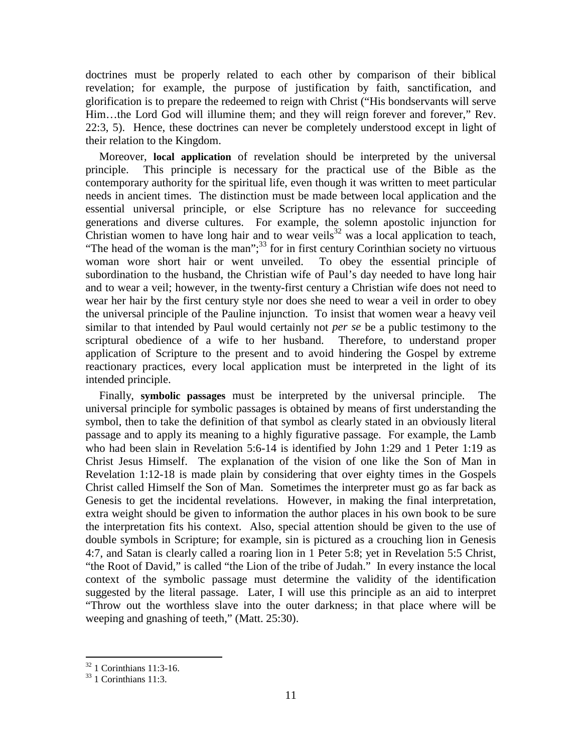doctrines must be properly related to each other by comparison of their biblical revelation; for example, the purpose of justification by faith, sanctification, and glorification is to prepare the redeemed to reign with Christ ("His bondservants will serve Him…the Lord God will illumine them; and they will reign forever and forever," Rev. 22:3, 5). Hence, these doctrines can never be completely understood except in light of their relation to the Kingdom.

Moreover, **local application** of revelation should be interpreted by the universal principle. This principle is necessary for the practical use of the Bible as the contemporary authority for the spiritual life, even though it was written to meet particular needs in ancient times. The distinction must be made between local application and the essential universal principle, or else Scripture has no relevance for succeeding generations and diverse cultures. For example, the solemn apostolic injunction for Christian women to have long hair and to wear veils[32] was a local application to teach, "The head of the woman is the man";[33] for in first century Corinthian society no virtuous woman wore short hair or went unveiled. To obey the essential principle of subordination to the husband, the Christian wife of Paul's day needed to have long hair and to wear a veil; however, in the twenty-first century a Christian wife does not need to wear her hair by the first century style nor does she need to wear a veil in order to obey the universal principle of the Pauline injunction. To insist that women wear a heavy veil similar to that intended by Paul would certainly not *per se* be a public testimony to the scriptural obedience of a wife to her husband. Therefore, to understand proper application of Scripture to the present and to avoid hindering the Gospel by extreme reactionary practices, every local application must be interpreted in the light of its intended principle.

Finally, **symbolic passages** must be interpreted by the universal principle. The universal principle for symbolic passages is obtained by means of first understanding the symbol, then to take the definition of that symbol as clearly stated in an obviously literal passage and to apply its meaning to a highly figurative passage. For example, the Lamb who had been slain in Revelation 5:6-14 is identified by John 1:29 and 1 Peter 1:19 as Christ Jesus Himself. The explanation of the vision of one like the Son of Man in Revelation 1:12-18 is made plain by considering that over eighty times in the Gospels Christ called Himself the Son of Man. Sometimes the interpreter must go as far back as Genesis to get the incidental revelations. However, in making the final interpretation, extra weight should be given to information the author places in his own book to be sure the interpretation fits his context. Also, special attention should be given to the use of double symbols in Scripture; for example, sin is pictured as a crouching lion in Genesis 4:7, and Satan is clearly called a roaring lion in 1 Peter 5:8; yet in Revelation 5:5 Christ, "the Root of David," is called "the Lion of the tribe of Judah." In every instance the local context of the symbolic passage must determine the validity of the identification suggested by the literal passage. Later, I will use this principle as an aid to interpret "Throw out the worthless slave into the outer darkness; in that place where will be weeping and gnashing of teeth," (Matt. 25:30).

---

[32] 1 Corinthians 11:3-16.

[33] 1 Corinthians 11:3.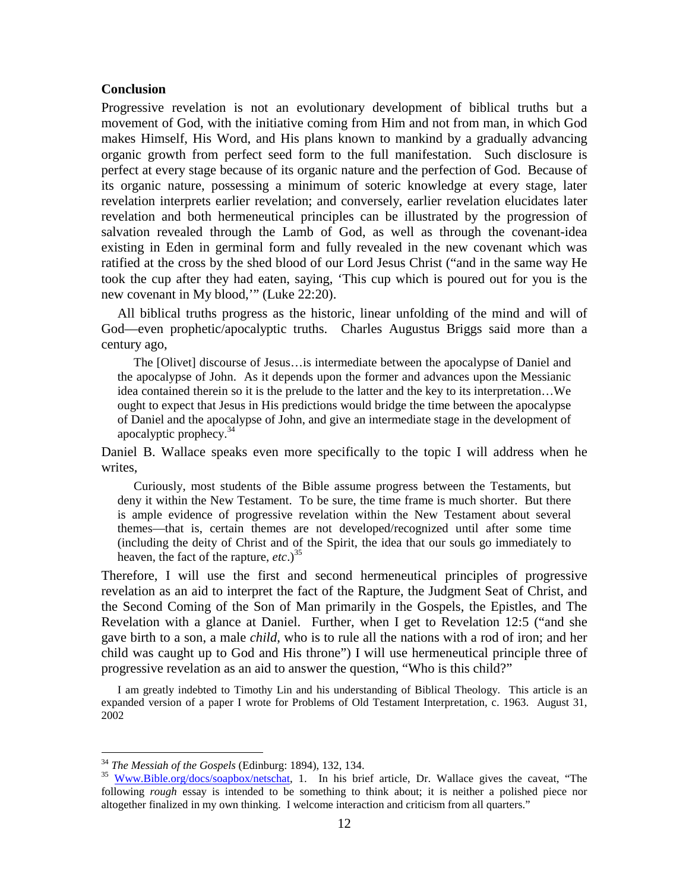**Conclusion**

Progressive revelation is not an evolutionary development of biblical truths but a movement of God, with the initiative coming from Him and not from man, in which God makes Himself, His Word, and His plans known to mankind by a gradually advancing organic growth from perfect seed form to the full manifestation. Such disclosure is perfect at every stage because of its organic nature and the perfection of God. Because of its organic nature, possessing a minimum of soteric knowledge at every stage, later revelation interprets earlier revelation; and conversely, earlier revelation elucidates later revelation and both hermeneutical principles can be illustrated by the progression of salvation revealed through the Lamb of God, as well as through the covenant-idea existing in Eden in germinal form and fully revealed in the new covenant which was ratified at the cross by the shed blood of our Lord Jesus Christ ("and in the same way He took the cup after they had eaten, saying, 'This cup which is poured out for you is the new covenant in My blood,'" (Luke 22:20).

All biblical truths progress as the historic, linear unfolding of the mind and will of God—even prophetic/apocalyptic truths. Charles Augustus Briggs said more than a century ago,

> The [Olivet] discourse of Jesus…is intermediate between the apocalypse of Daniel and the apocalypse of John. As it depends upon the former and advances upon the Messianic idea contained therein so it is the prelude to the latter and the key to its interpretation…We ought to expect that Jesus in His predictions would bridge the time between the apocalypse of Daniel and the apocalypse of John, and give an intermediate stage in the development of apocalyptic prophecy.[34]

Daniel B. Wallace speaks even more specifically to the topic I will address when he writes,

> Curiously, most students of the Bible assume progress between the Testaments, but deny it within the New Testament. To be sure, the time frame is much shorter. But there is ample evidence of progressive revelation within the New Testament about several themes—that is, certain themes are not developed/recognized until after some time (including the deity of Christ and of the Spirit, the idea that our souls go immediately to heaven, the fact of the rapture, *etc*.)[35]

Therefore, I will use the first and second hermeneutical principles of progressive revelation as an aid to interpret the fact of the Rapture, the Judgment Seat of Christ, and the Second Coming of the Son of Man primarily in the Gospels, the Epistles, and The Revelation with a glance at Daniel. Further, when I get to Revelation 12:5 ("and she gave birth to a son, a male *child*, who is to rule all the nations with a rod of iron; and her child was caught up to God and His throne") I will use hermeneutical principle three of progressive revelation as an aid to answer the question, "Who is this child?"

I am greatly indebted to Timothy Lin and his understanding of Biblical Theology. This article is an expanded version of a paper I wrote for Problems of Old Testament Interpretation, c. 1963. August 31, 2002

---

[34] *The Messiah of the Gospels* (Edinburg: 1894), 132, 134.

[35] Www.Bible.org/docs/soapbox/netschat, 1. In his brief article, Dr. Wallace gives the caveat, "The following *rough* essay is intended to be something to think about; it is neither a polished piece nor altogether finalized in my own thinking. I welcome interaction and criticism from all quarters."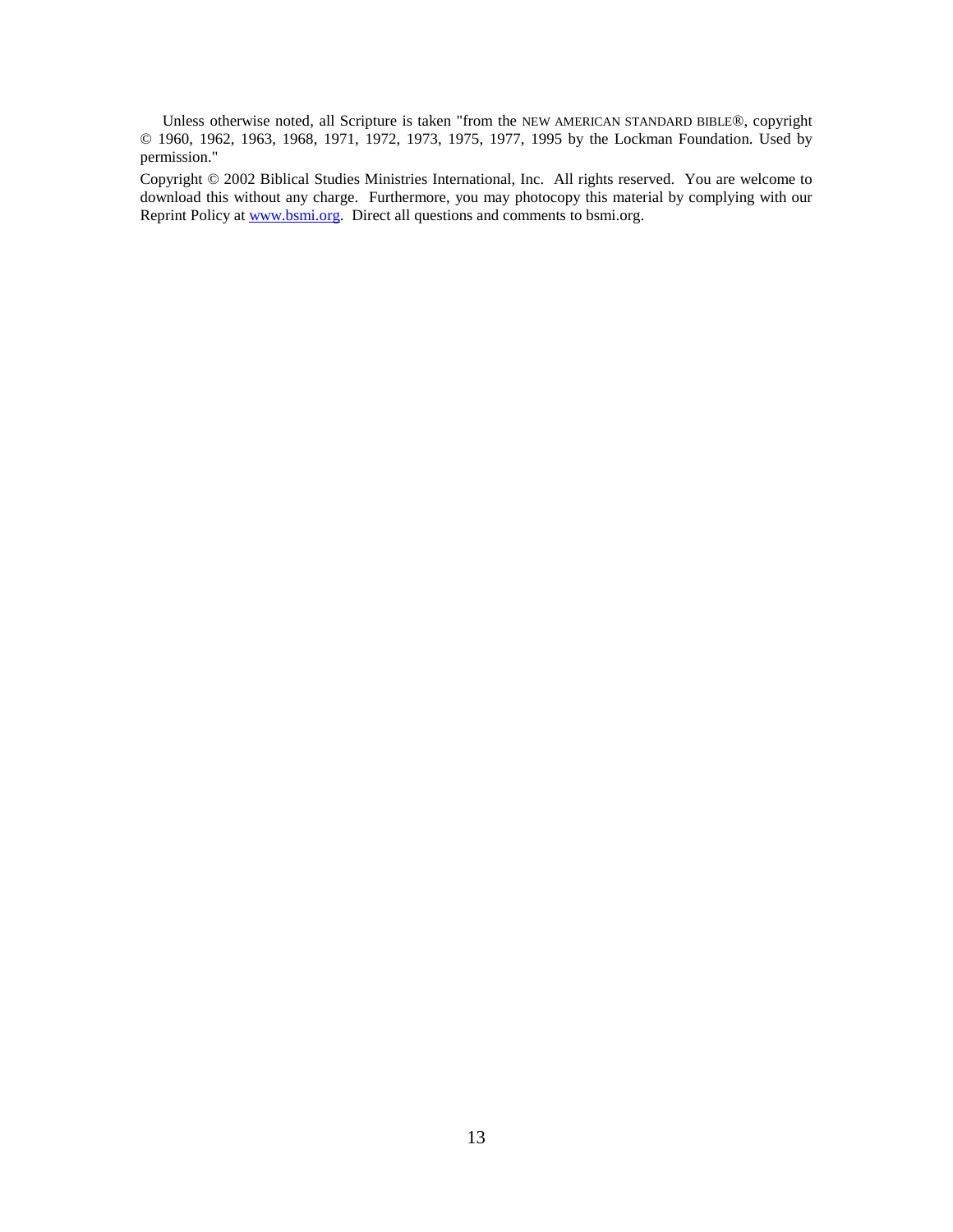Unless otherwise noted, all Scripture is taken "from the NEW AMERICAN STANDARD BIBLE®, copyright © 1960, 1962, 1963, 1968, 1971, 1972, 1973, 1975, 1977, 1995 by the Lockman Foundation. Used by permission."

Copyright © 2002 Biblical Studies Ministries International, Inc. All rights reserved. You are welcome to download this without any charge. Furthermore, you may photocopy this material by complying with our Reprint Policy at [www.bsmi.org](http://www.bsmi.org). Direct all questions and comments to bsmi.org.